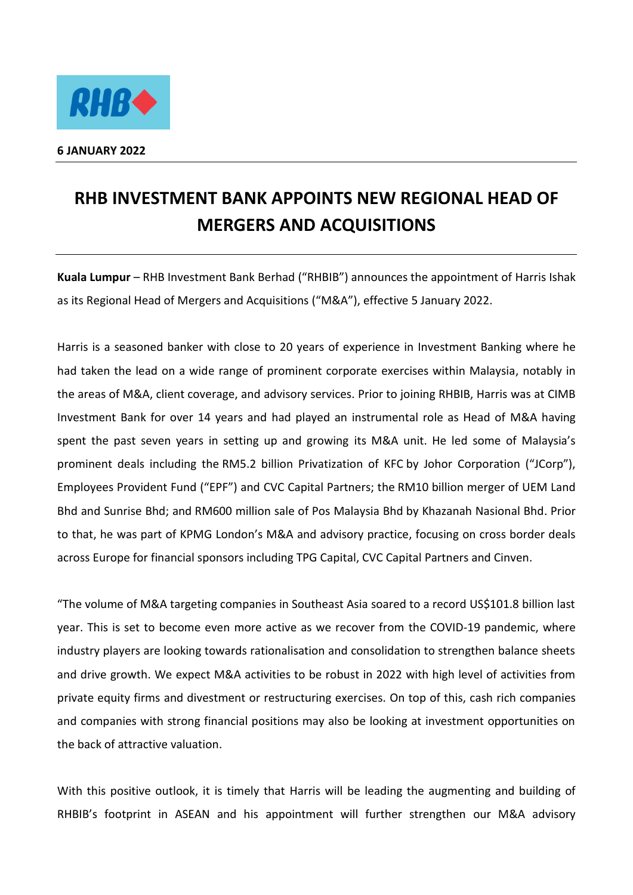**6 JANUARY 2022**

# RHB INVESTMENT BANK APPOINTS NEW REGIONAL HEAD OF MERGERS AND ACQUISITIONS

**Kuala Lumpur** – RHB Investment Bank Berhad (“RHBIB”) announces the appointment of Harris Ishak as its Regional Head of Mergers and Acquisitions (“M&A”), effective 5 January 2022.

Harris is a seasoned banker with close to 20 years of experience in Investment Banking where he had taken the lead on a wide range of prominent corporate exercises within Malaysia, notably in the areas of M&A, client coverage, and advisory services. Prior to joining RHBIB, Harris was at CIMB Investment Bank for over 14 years and had played an instrumental role as Head of M&A having spent the past seven years in setting up and growing its M&A unit. He led some of Malaysia’s prominent deals including the RM5.2 billion Privatization of KFC by Johor Corporation (“JCorp”), Employees Provident Fund (“EPF”) and CVC Capital Partners; the RM10 billion merger of UEM Land Bhd and Sunrise Bhd; and RM600 million sale of Pos Malaysia Bhd by Khazanah Nasional Bhd. Prior to that, he was part of KPMG London’s M&A and advisory practice, focusing on cross border deals across Europe for financial sponsors including TPG Capital, CVC Capital Partners and Cinven.

“The volume of M&A targeting companies in Southeast Asia soared to a record US$101.8 billion last year. This is set to become even more active as we recover from the COVID-19 pandemic, where industry players are looking towards rationalisation and consolidation to strengthen balance sheets and drive growth. We expect M&A activities to be robust in 2022 with high level of activities from private equity firms and divestment or restructuring exercises. On top of this, cash rich companies and companies with strong financial positions may also be looking at investment opportunities on the back of attractive valuation.

With this positive outlook, it is timely that Harris will be leading the augmenting and building of RHBIB’s footprint in ASEAN and his appointment will further strengthen our M&A advisory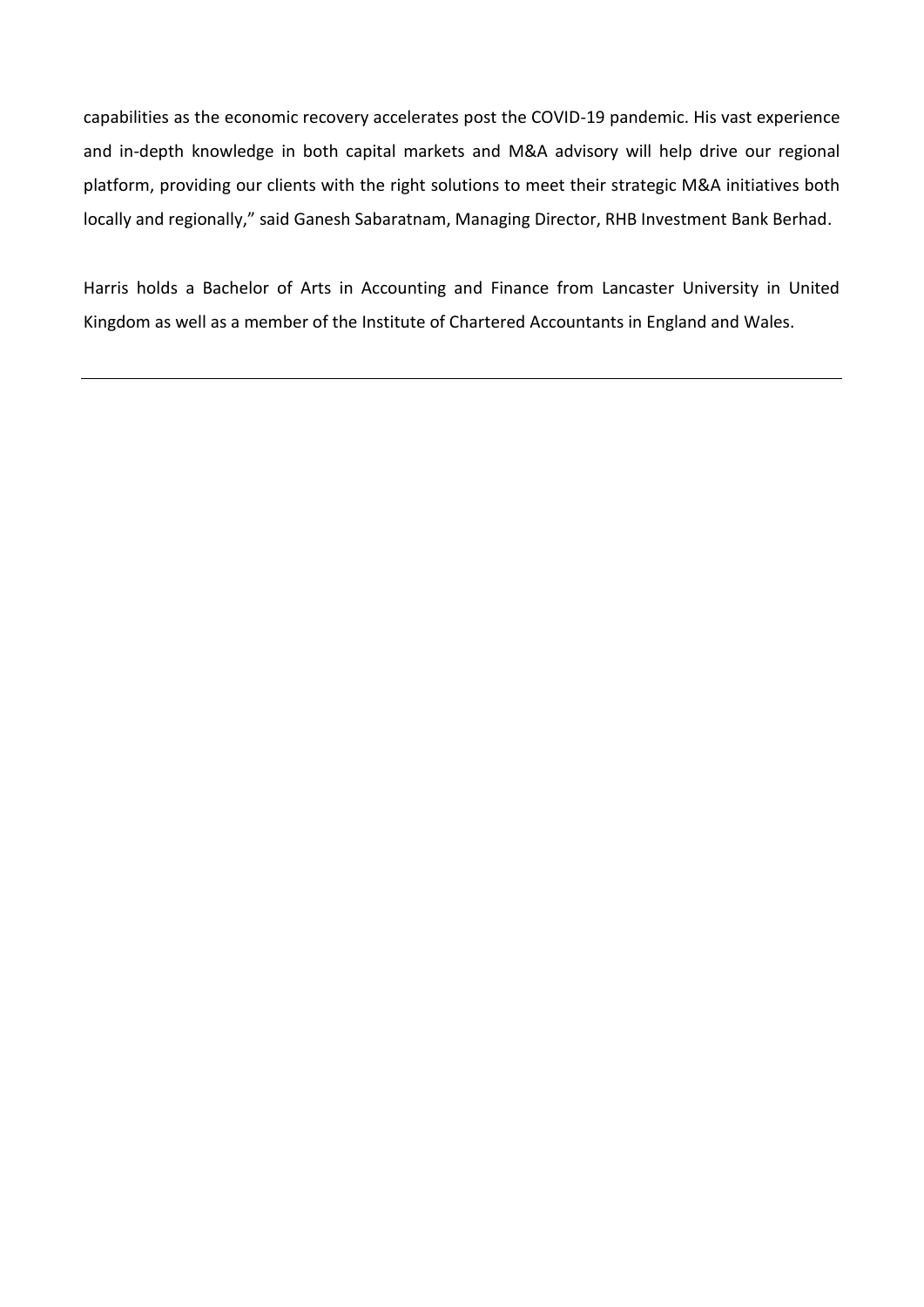capabilities as the economic recovery accelerates post the COVID-19 pandemic. His vast experience and in-depth knowledge in both capital markets and M&A advisory will help drive our regional platform, providing our clients with the right solutions to meet their strategic M&A initiatives both locally and regionally," said Ganesh Sabaratnam, Managing Director, RHB Investment Bank Berhad.

Harris holds a Bachelor of Arts in Accounting and Finance from Lancaster University in United Kingdom as well as a member of the Institute of Chartered Accountants in England and Wales.

---